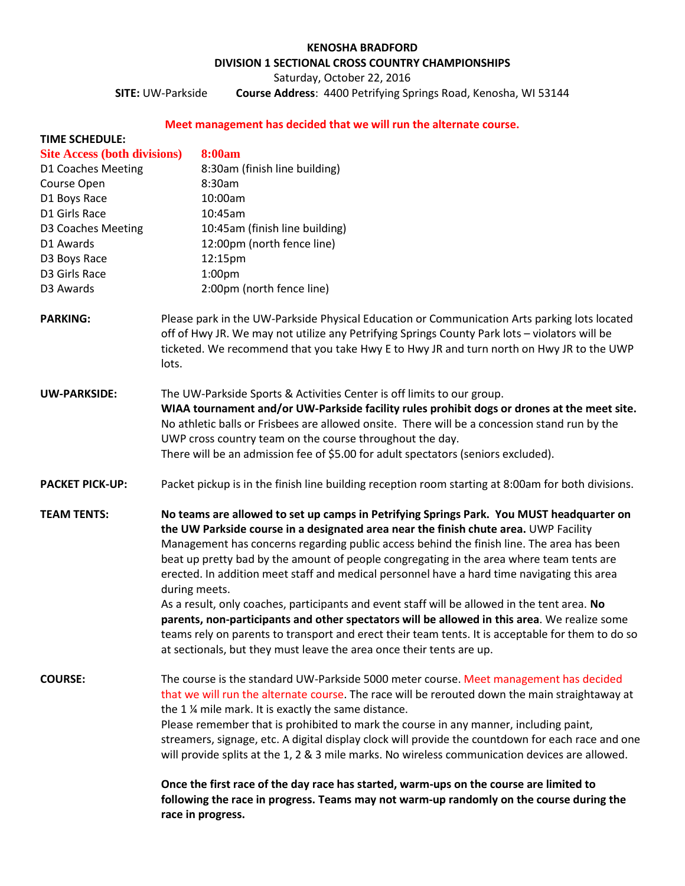# KENOSHA BRADFORD

## DIVISION 1 SECTIONAL CROSS COUNTRY CHAMPIONSHIPS

Saturday, October 22, 2016

**SITE:** UW-Parkside **Course Address**: 4400 Petrifying Springs Road, Kenosha, WI 53144

**Meet management has decided that we will run the alternate course.**

**TIME SCHEDULE:**

| | |
|---|---|
| **Site Access (both divisions)** | **8:00am** |
| D1 Coaches Meeting | 8:30am (finish line building) |
| Course Open | 8:30am |
| D1 Boys Race | 10:00am |
| D1 Girls Race | 10:45am |
| D3 Coaches Meeting | 10:45am (finish line building) |
| D1 Awards | 12:00pm (north fence line) |
| D3 Boys Race | 12:15pm |
| D3 Girls Race | 1:00pm |
| D3 Awards | 2:00pm (north fence line) |

**PARKING:** Please park in the UW-Parkside Physical Education or Communication Arts parking lots located off of Hwy JR. We may not utilize any Petrifying Springs County Park lots – violators will be ticketed. We recommend that you take Hwy E to Hwy JR and turn north on Hwy JR to the UWP lots.

**UW-PARKSIDE:** The UW-Parkside Sports & Activities Center is off limits to our group.
**WIAA tournament and/or UW-Parkside facility rules prohibit dogs or drones at the meet site.** No athletic balls or Frisbees are allowed onsite. There will be a concession stand run by the UWP cross country team on the course throughout the day.
There will be an admission fee of $5.00 for adult spectators (seniors excluded).

**PACKET PICK-UP:** Packet pickup is in the finish line building reception room starting at 8:00am for both divisions.

**TEAM TENTS:** **No teams are allowed to set up camps in Petrifying Springs Park. You MUST headquarter on the UW Parkside course in a designated area near the finish chute area.** UWP Facility Management has concerns regarding public access behind the finish line. The area has been beat up pretty bad by the amount of people congregating in the area where team tents are erected. In addition meet staff and medical personnel have a hard time navigating this area during meets.
As a result, only coaches, participants and event staff will be allowed in the tent area. **No parents, non-participants and other spectators will be allowed in this area**. We realize some teams rely on parents to transport and erect their team tents. It is acceptable for them to do so at sectionals, but they must leave the area once their tents are up.

**COURSE:** The course is the standard UW-Parkside 5000 meter course. Meet management has decided that we will run the alternate course. The race will be rerouted down the main straightaway at the 1 ¼ mile mark. It is exactly the same distance.
Please remember that is prohibited to mark the course in any manner, including paint, streamers, signage, etc. A digital display clock will provide the countdown for each race and one will provide splits at the 1, 2 & 3 mile marks. No wireless communication devices are allowed.

**Once the first race of the day race has started, warm-ups on the course are limited to following the race in progress. Teams may not warm-up randomly on the course during the race in progress.**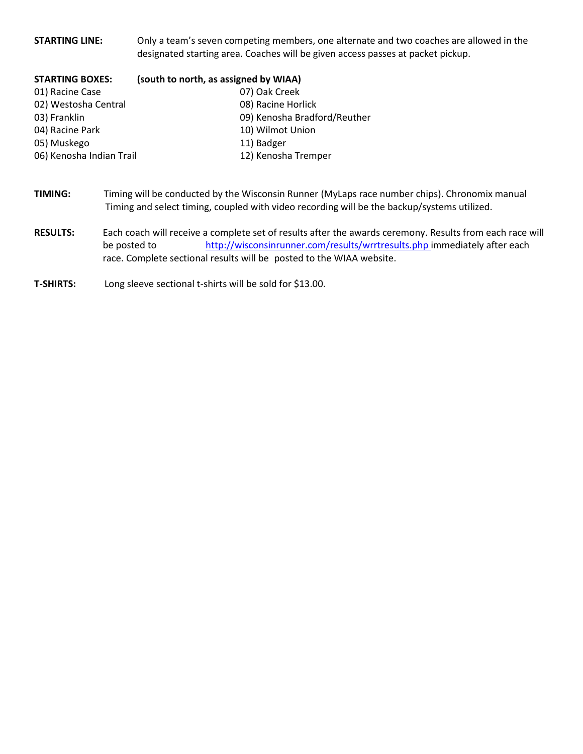**STARTING LINE:** Only a team's seven competing members, one alternate and two coaches are allowed in the designated starting area. Coaches will be given access passes at packet pickup.

**STARTING BOXES:** **(south to north, as assigned by WIAA)**

| | |
|---|---|
| 01) Racine Case | 07) Oak Creek |
| 02) Westosha Central | 08) Racine Horlick |
| 03) Franklin | 09) Kenosha Bradford/Reuther |
| 04) Racine Park | 10) Wilmot Union |
| 05) Muskego | 11) Badger |
| 06) Kenosha Indian Trail | 12) Kenosha Tremper |

**TIMING:** Timing will be conducted by the Wisconsin Runner (MyLaps race number chips). Chronomix manual Timing and select timing, coupled with video recording will be the backup/systems utilized.

**RESULTS:** Each coach will receive a complete set of results after the awards ceremony. Results from each race will be posted to http://wisconsinrunner.com/results/wrrtresults.php immediately after each race. Complete sectional results will be posted to the WIAA website.

**T-SHIRTS:** Long sleeve sectional t-shirts will be sold for $13.00.